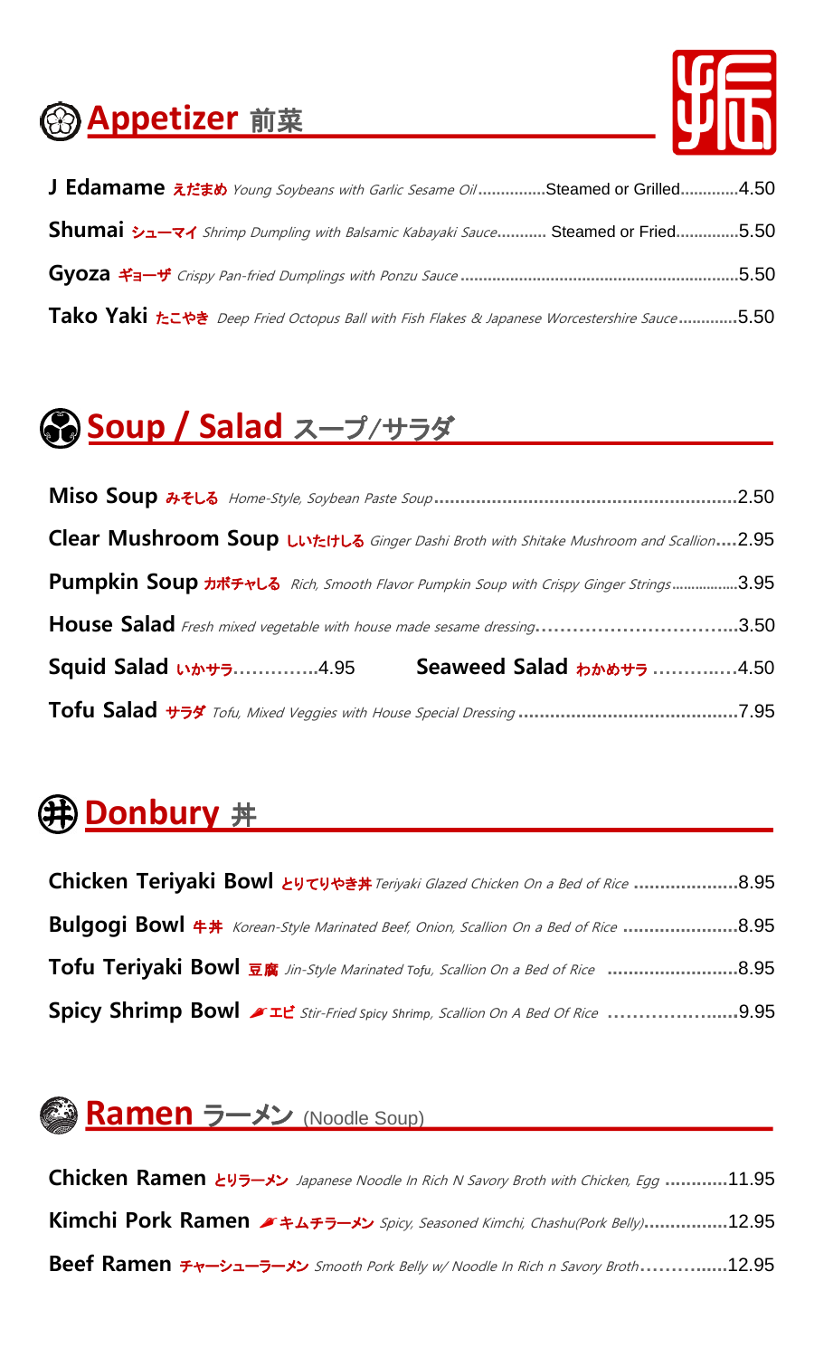## Appetizer 前菜

**J Edamame** えだまめ *Young Soybeans with Garlic Sesame Oil* ...............Steamed or Grilled.............4.50

**Shumai** シューマイ *Shrimp Dumpling with Balsamic Kabayaki Sauce*........... Steamed or Fried..............5.50

**Gyoza** ギョーザ *Crispy Pan-fried Dumplings with Ponzu Sauce* ..............................................................5.50

**Tako Yaki** たこやき *Deep Fried Octopus Ball with Fish Flakes & Japanese Worcestershire Sauce*.............5.50

## Soup / Salad スープ/サラダ

**Miso Soup** みそしる *Home-Style, Soybean Paste Soup*...........................................................2.50

**Clear Mushroom Soup** しいたけしる *Ginger Dashi Broth with Shitake Mushroom and Scallion*....2.95

**Pumpkin Soup** カボチャしる *Rich, Smooth Flavor Pumpkin Soup with Crispy Ginger Strings*..................3.95

**House Salad** *Fresh mixed vegetable with house made sesame dressing*................................3.50

**Squid Salad** いかサラ..............4.95

**Seaweed Salad** わかめサラ ..............4.50

**Tofu Salad** サラダ *Tofu, Mixed Veggies with House Special Dressing* ..........................................7.95

## Donbury 丼

**Chicken Teriyaki Bowl** とりてりやき丼 *Teriyaki Glazed Chicken On a Bed of Rice* ....................8.95

**Bulgogi Bowl** 牛丼 *Korean-Style Marinated Beef, Onion, Scallion On a Bed of Rice* ......................8.95

**Tofu Teriyaki Bowl** 豆腐 *Jin-Style Marinated Tofu, Scallion On a Bed of Rice* .........................8.95

**Spicy Shrimp Bowl** エビ *Stir-Fried Spicy Shrimp, Scallion On A Bed Of Rice* .......................9.95

## Ramen ラーメン (Noodle Soup)

**Chicken Ramen** とりラーメン *Japanese Noodle In Rich N Savory Broth with Chicken, Egg* ............11.95

**Kimchi Pork Ramen** キムチラーメン *Spicy, Seasoned Kimchi, Chashu(Pork Belly)*................12.95

**Beef Ramen** チャーシューラーメン *Smooth Pork Belly w/ Noodle In Rich n Savory Broth*..............12.95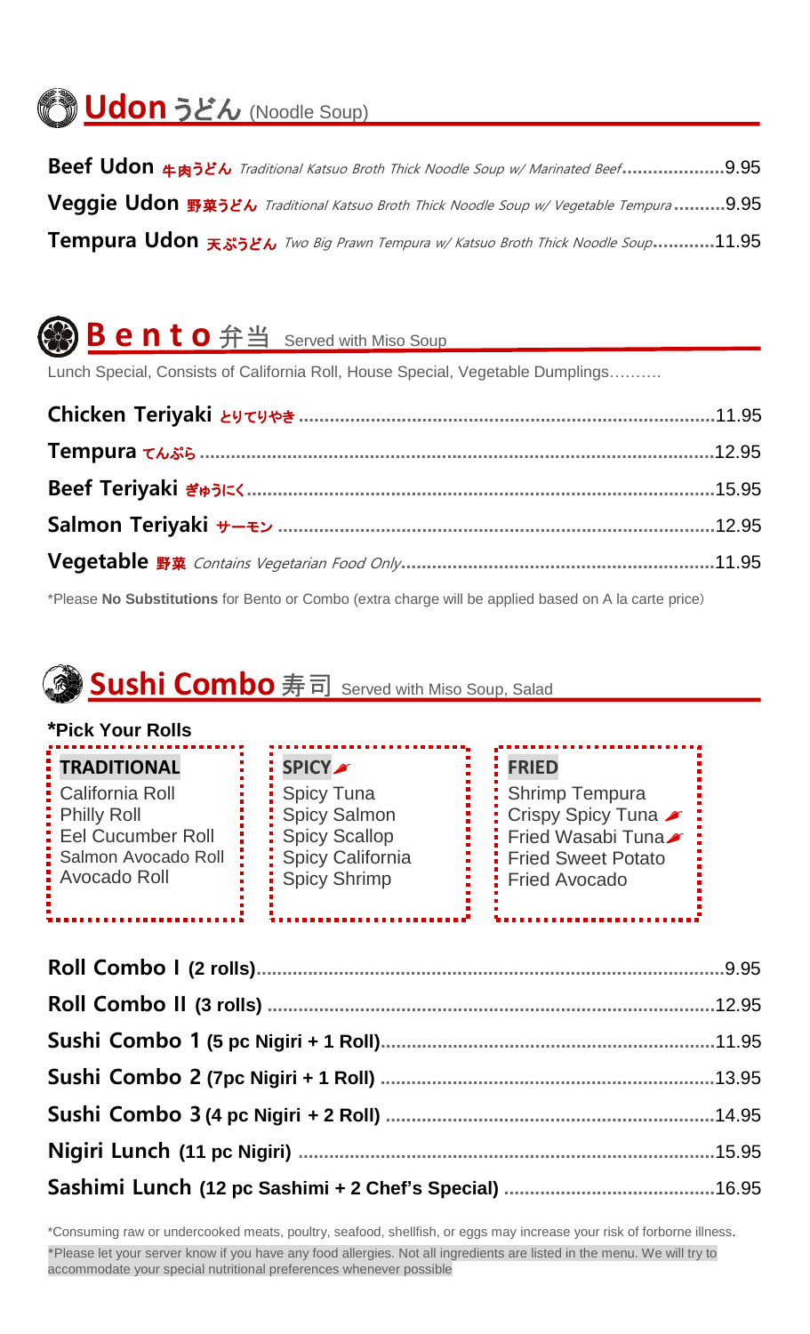## Udon うどん (Noodle Soup)

**Beef Udon** 牛肉うどん *Traditional Katsuo Broth Thick Noodle Soup w/ Marinated Beef*....................9.95

**Veggie Udon** 野菜うどん *Traditional Katsuo Broth Thick Noodle Soup w/ Vegetable Tempura*..........9.95

**Tempura Udon** 天ぷうどん *Two Big Prawn Tempura w/ Katsuo Broth Thick Noodle Soup*............11.95

## Bento 弁当 Served with Miso Soup

Lunch Special, Consists of California Roll, House Special, Vegetable Dumplings……….

**Chicken Teriyaki** とりてりやき ....................................................................................11.95

**Tempura** てんぷら ...........................................................................................................12.95

**Beef Teriyaki** ぎゅうにく..............................................................................................15.95

**Salmon Teriyaki** サーモン ...........................................................................................12.95

**Vegetable** 野菜 *Contains Vegetarian Food Only*.............................................................11.95

*Please **No Substitutions** for Bento or Combo (extra charge will be applied based on A la carte price)

## Sushi Combo 寿司 Served with Miso Soup, Salad

**\*Pick Your Rolls**

**TRADITIONAL**
- California Roll
- Philly Roll
- Eel Cucumber Roll
- Salmon Avocado Roll
- Avocado Roll

**SPICY**
- Spicy Tuna
- Spicy Salmon
- Spicy Scallop
- Spicy California
- Spicy Shrimp

**FRIED**
- Shrimp Tempura
- Crispy Spicy Tuna
- Fried Wasabi Tuna
- Fried Sweet Potato
- Fried Avocado

**Roll Combo I (2 rolls)**.................................................................................................9.95

**Roll Combo II (3 rolls)** ...............................................................................................12.95

**Sushi Combo 1 (5 pc Nigiri + 1 Roll)**........................................................................11.95

**Sushi Combo 2 (7pc Nigiri + 1 Roll)** ........................................................................13.95

**Sushi Combo 3 (4 pc Nigiri + 2 Roll)** .......................................................................14.95

**Nigiri Lunch (11 pc Nigiri)** ........................................................................................15.95

**Sashimi Lunch (12 pc Sashimi + 2 Chef's Special)** ..............................................16.95

*Consuming raw or undercooked meats, poultry, seafood, shellfish, or eggs may increase your risk of forborne illness.

*Please let your server know if you have any food allergies. Not all ingredients are listed in the menu. We will try to accommodate your special nutritional preferences whenever possible